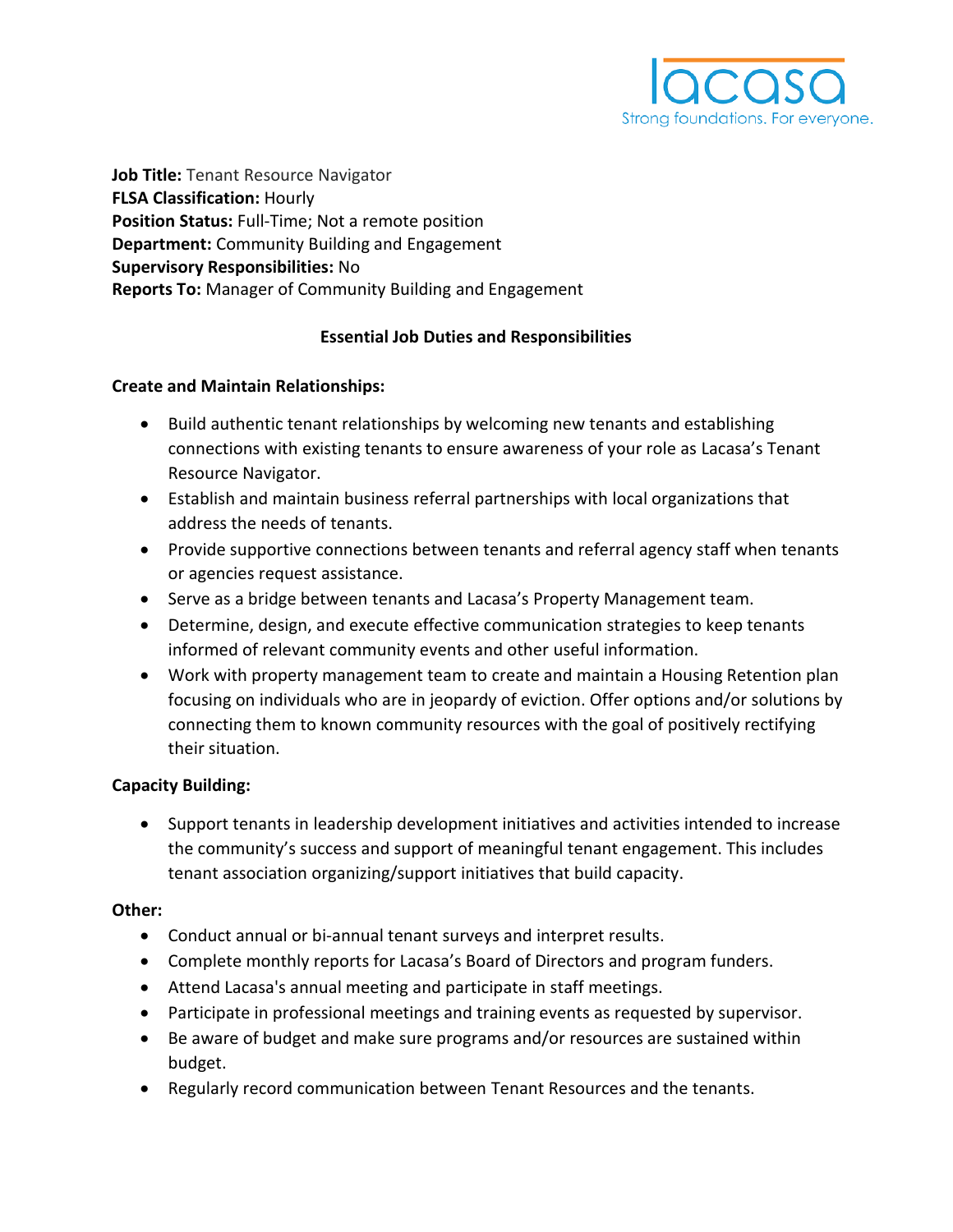lacasa
Strong foundations. For everyone.

**Job Title:** Tenant Resource Navigator
**FLSA Classification:** Hourly
**Position Status:** Full-Time; Not a remote position
**Department:** Community Building and Engagement
**Supervisory Responsibilities:** No
**Reports To:** Manager of Community Building and Engagement

## Essential Job Duties and Responsibilities

### Create and Maintain Relationships:

- Build authentic tenant relationships by welcoming new tenants and establishing connections with existing tenants to ensure awareness of your role as Lacasa's Tenant Resource Navigator.
- Establish and maintain business referral partnerships with local organizations that address the needs of tenants.
- Provide supportive connections between tenants and referral agency staff when tenants or agencies request assistance.
- Serve as a bridge between tenants and Lacasa's Property Management team.
- Determine, design, and execute effective communication strategies to keep tenants informed of relevant community events and other useful information.
- Work with property management team to create and maintain a Housing Retention plan focusing on individuals who are in jeopardy of eviction. Offer options and/or solutions by connecting them to known community resources with the goal of positively rectifying their situation.

### Capacity Building:

- Support tenants in leadership development initiatives and activities intended to increase the community's success and support of meaningful tenant engagement. This includes tenant association organizing/support initiatives that build capacity.

### Other:

- Conduct annual or bi-annual tenant surveys and interpret results.
- Complete monthly reports for Lacasa's Board of Directors and program funders.
- Attend Lacasa's annual meeting and participate in staff meetings.
- Participate in professional meetings and training events as requested by supervisor.
- Be aware of budget and make sure programs and/or resources are sustained within budget.
- Regularly record communication between Tenant Resources and the tenants.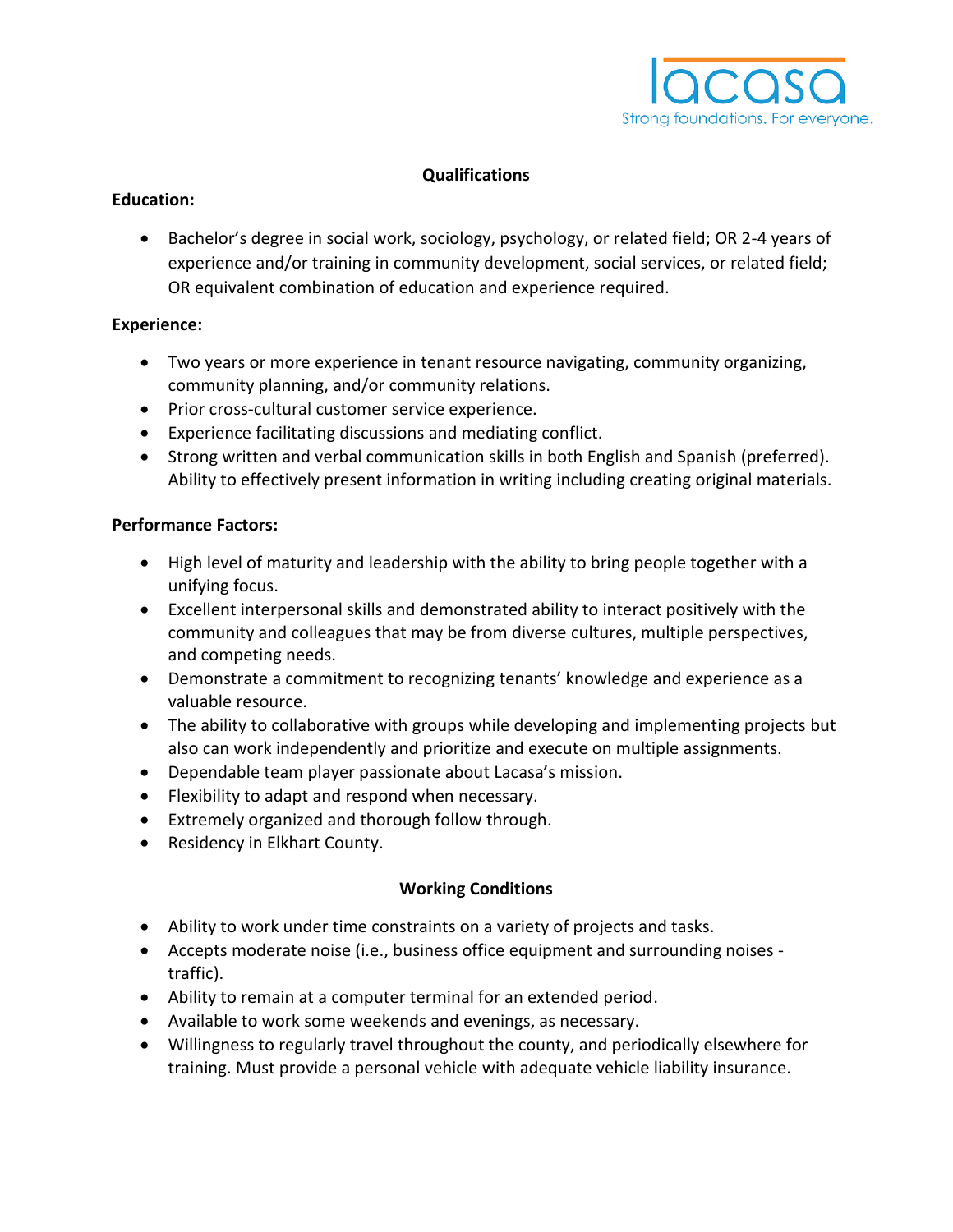## Qualifications

**Education:**

- Bachelor's degree in social work, sociology, psychology, or related field; OR 2-4 years of experience and/or training in community development, social services, or related field; OR equivalent combination of education and experience required.

**Experience:**

- Two years or more experience in tenant resource navigating, community organizing, community planning, and/or community relations.
- Prior cross-cultural customer service experience.
- Experience facilitating discussions and mediating conflict.
- Strong written and verbal communication skills in both English and Spanish (preferred). Ability to effectively present information in writing including creating original materials.

**Performance Factors:**

- High level of maturity and leadership with the ability to bring people together with a unifying focus.
- Excellent interpersonal skills and demonstrated ability to interact positively with the community and colleagues that may be from diverse cultures, multiple perspectives, and competing needs.
- Demonstrate a commitment to recognizing tenants' knowledge and experience as a valuable resource.
- The ability to collaborative with groups while developing and implementing projects but also can work independently and prioritize and execute on multiple assignments.
- Dependable team player passionate about Lacasa's mission.
- Flexibility to adapt and respond when necessary.
- Extremely organized and thorough follow through.
- Residency in Elkhart County.

## Working Conditions

- Ability to work under time constraints on a variety of projects and tasks.
- Accepts moderate noise (i.e., business office equipment and surrounding noises - traffic).
- Ability to remain at a computer terminal for an extended period.
- Available to work some weekends and evenings, as necessary.
- Willingness to regularly travel throughout the county, and periodically elsewhere for training. Must provide a personal vehicle with adequate vehicle liability insurance.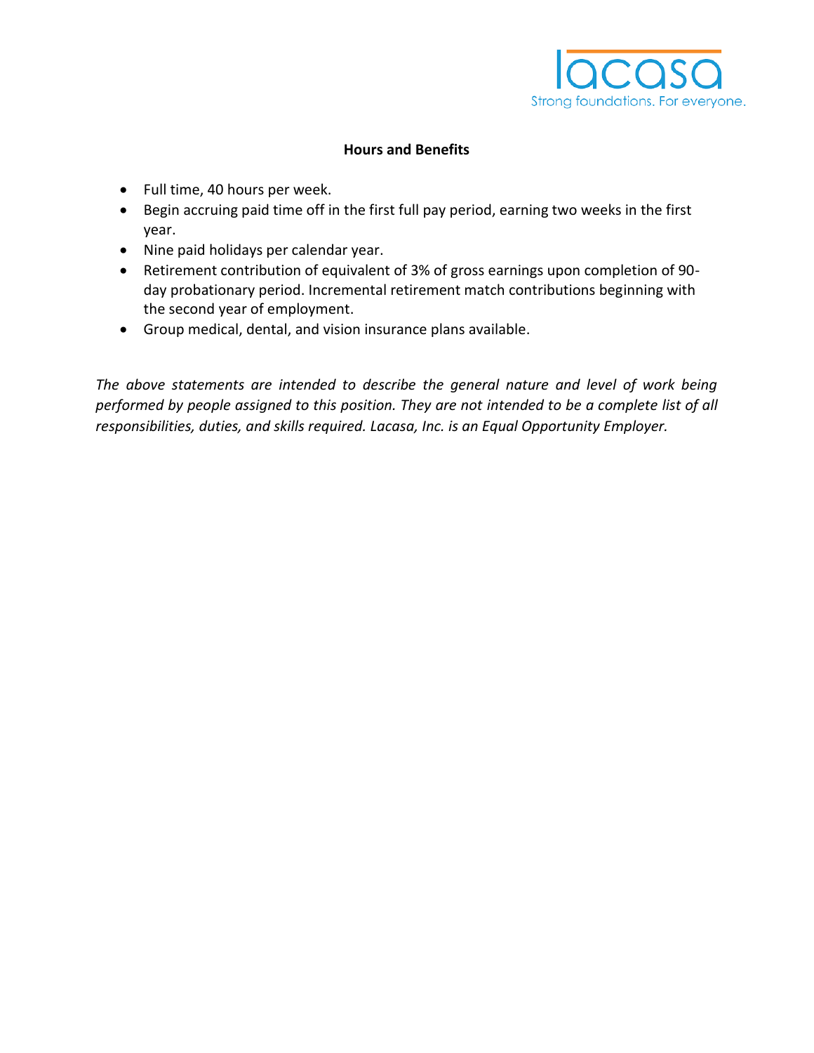**Hours and Benefits**

- Full time, 40 hours per week.
- Begin accruing paid time off in the first full pay period, earning two weeks in the first year.
- Nine paid holidays per calendar year.
- Retirement contribution of equivalent of 3% of gross earnings upon completion of 90-day probationary period. Incremental retirement match contributions beginning with the second year of employment.
- Group medical, dental, and vision insurance plans available.

*The above statements are intended to describe the general nature and level of work being performed by people assigned to this position. They are not intended to be a complete list of all responsibilities, duties, and skills required. Lacasa, Inc. is an Equal Opportunity Employer.*